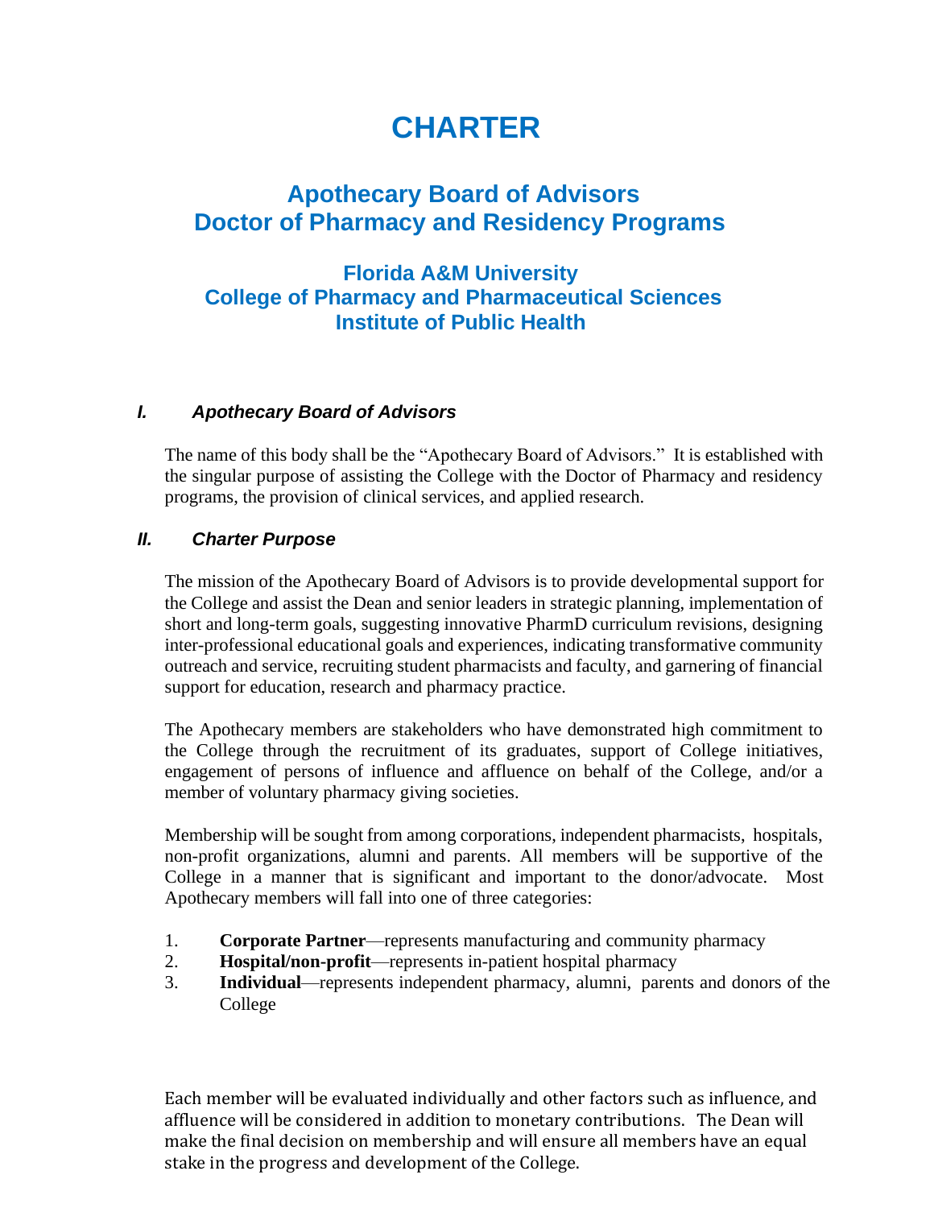# CHARTER

## Apothecary Board of Advisors
## Doctor of Pharmacy and Residency Programs

### Florida A&M University
### College of Pharmacy and Pharmaceutical Sciences
### Institute of Public Health

### *I. Apothecary Board of Advisors*

The name of this body shall be the "Apothecary Board of Advisors." It is established with the singular purpose of assisting the College with the Doctor of Pharmacy and residency programs, the provision of clinical services, and applied research.

### *II. Charter Purpose*

The mission of the Apothecary Board of Advisors is to provide developmental support for the College and assist the Dean and senior leaders in strategic planning, implementation of short and long-term goals, suggesting innovative PharmD curriculum revisions, designing inter-professional educational goals and experiences, indicating transformative community outreach and service, recruiting student pharmacists and faculty, and garnering of financial support for education, research and pharmacy practice.

The Apothecary members are stakeholders who have demonstrated high commitment to the College through the recruitment of its graduates, support of College initiatives, engagement of persons of influence and affluence on behalf of the College, and/or a member of voluntary pharmacy giving societies.

Membership will be sought from among corporations, independent pharmacists, hospitals, non-profit organizations, alumni and parents. All members will be supportive of the College in a manner that is significant and important to the donor/advocate. Most Apothecary members will fall into one of three categories:

1. **Corporate Partner**—represents manufacturing and community pharmacy
2. **Hospital/non-profit**—represents in-patient hospital pharmacy
3. **Individual**—represents independent pharmacy, alumni, parents and donors of the College

Each member will be evaluated individually and other factors such as influence, and affluence will be considered in addition to monetary contributions. The Dean will make the final decision on membership and will ensure all members have an equal stake in the progress and development of the College.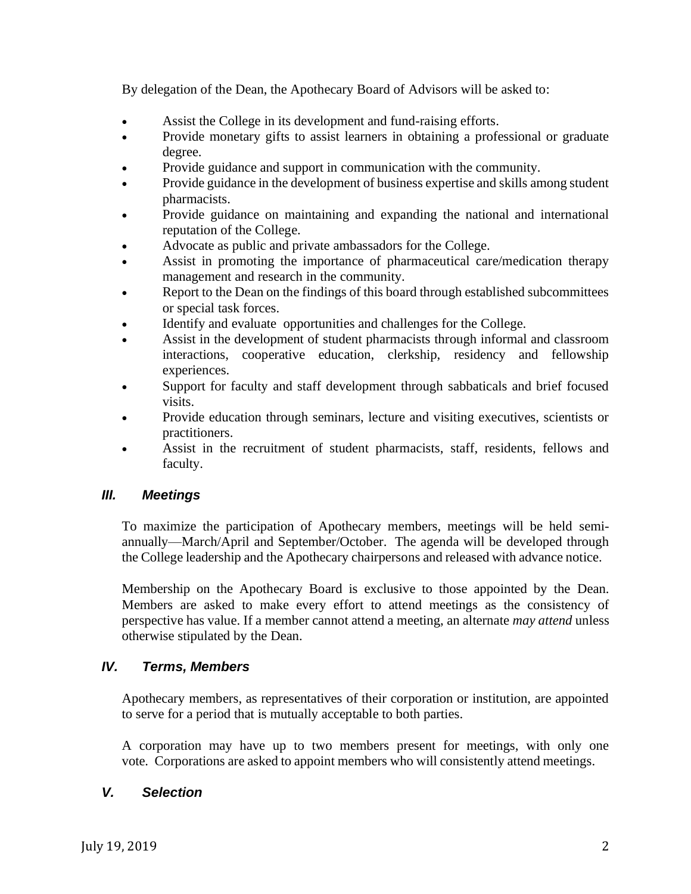By delegation of the Dean, the Apothecary Board of Advisors will be asked to:

- Assist the College in its development and fund-raising efforts.
- Provide monetary gifts to assist learners in obtaining a professional or graduate degree.
- Provide guidance and support in communication with the community.
- Provide guidance in the development of business expertise and skills among student pharmacists.
- Provide guidance on maintaining and expanding the national and international reputation of the College.
- Advocate as public and private ambassadors for the College.
- Assist in promoting the importance of pharmaceutical care/medication therapy management and research in the community.
- Report to the Dean on the findings of this board through established subcommittees or special task forces.
- Identify and evaluate opportunities and challenges for the College.
- Assist in the development of student pharmacists through informal and classroom interactions, cooperative education, clerkship, residency and fellowship experiences.
- Support for faculty and staff development through sabbaticals and brief focused visits.
- Provide education through seminars, lecture and visiting executives, scientists or practitioners.
- Assist in the recruitment of student pharmacists, staff, residents, fellows and faculty.

## *III. Meetings*

To maximize the participation of Apothecary members, meetings will be held semi-annually—March/April and September/October. The agenda will be developed through the College leadership and the Apothecary chairpersons and released with advance notice.

Membership on the Apothecary Board is exclusive to those appointed by the Dean. Members are asked to make every effort to attend meetings as the consistency of perspective has value. If a member cannot attend a meeting, an alternate *may attend* unless otherwise stipulated by the Dean.

## *IV. Terms, Members*

Apothecary members, as representatives of their corporation or institution, are appointed to serve for a period that is mutually acceptable to both parties.

A corporation may have up to two members present for meetings, with only one vote. Corporations are asked to appoint members who will consistently attend meetings.

## *V. Selection*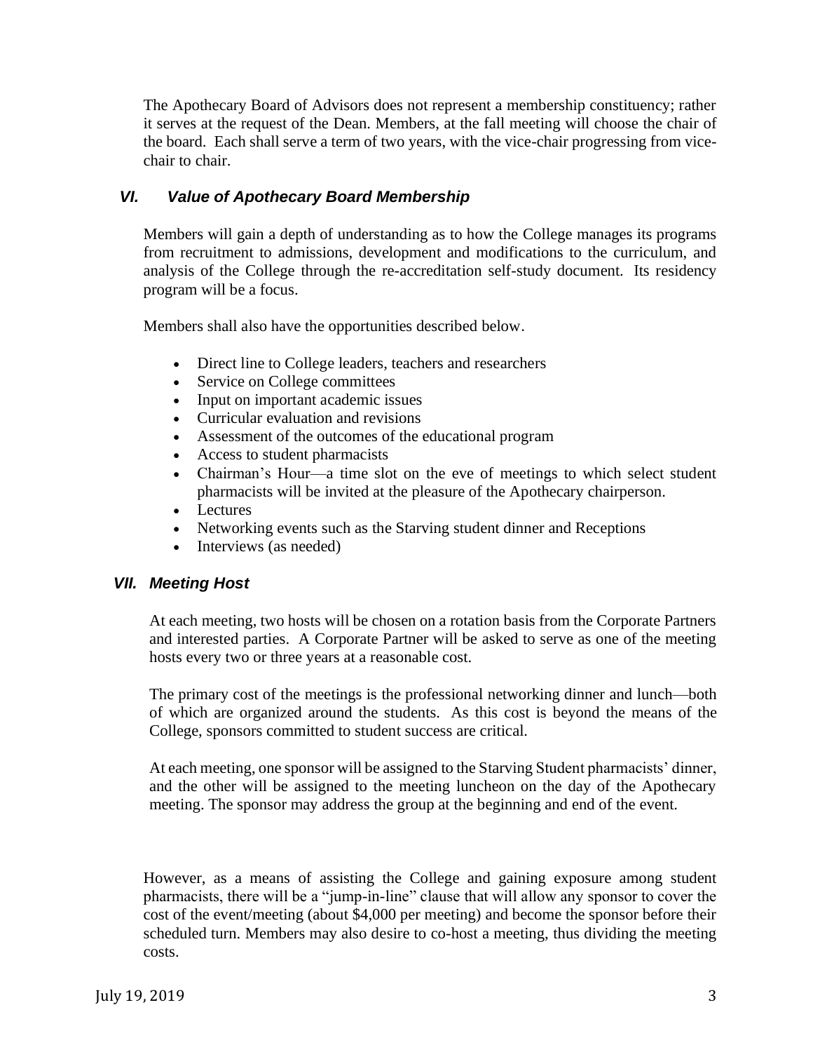The Apothecary Board of Advisors does not represent a membership constituency; rather it serves at the request of the Dean. Members, at the fall meeting will choose the chair of the board. Each shall serve a term of two years, with the vice-chair progressing from vice-chair to chair.

## *VI. Value of Apothecary Board Membership*

Members will gain a depth of understanding as to how the College manages its programs from recruitment to admissions, development and modifications to the curriculum, and analysis of the College through the re-accreditation self-study document. Its residency program will be a focus.

Members shall also have the opportunities described below.

- Direct line to College leaders, teachers and researchers
- Service on College committees
- Input on important academic issues
- Curricular evaluation and revisions
- Assessment of the outcomes of the educational program
- Access to student pharmacists
- Chairman's Hour—a time slot on the eve of meetings to which select student pharmacists will be invited at the pleasure of the Apothecary chairperson.
- Lectures
- Networking events such as the Starving student dinner and Receptions
- Interviews (as needed)

## *VII. Meeting Host*

At each meeting, two hosts will be chosen on a rotation basis from the Corporate Partners and interested parties. A Corporate Partner will be asked to serve as one of the meeting hosts every two or three years at a reasonable cost.

The primary cost of the meetings is the professional networking dinner and lunch—both of which are organized around the students. As this cost is beyond the means of the College, sponsors committed to student success are critical.

At each meeting, one sponsor will be assigned to the Starving Student pharmacists' dinner, and the other will be assigned to the meeting luncheon on the day of the Apothecary meeting. The sponsor may address the group at the beginning and end of the event.

However, as a means of assisting the College and gaining exposure among student pharmacists, there will be a "jump-in-line" clause that will allow any sponsor to cover the cost of the event/meeting (about $4,000 per meeting) and become the sponsor before their scheduled turn. Members may also desire to co-host a meeting, thus dividing the meeting costs.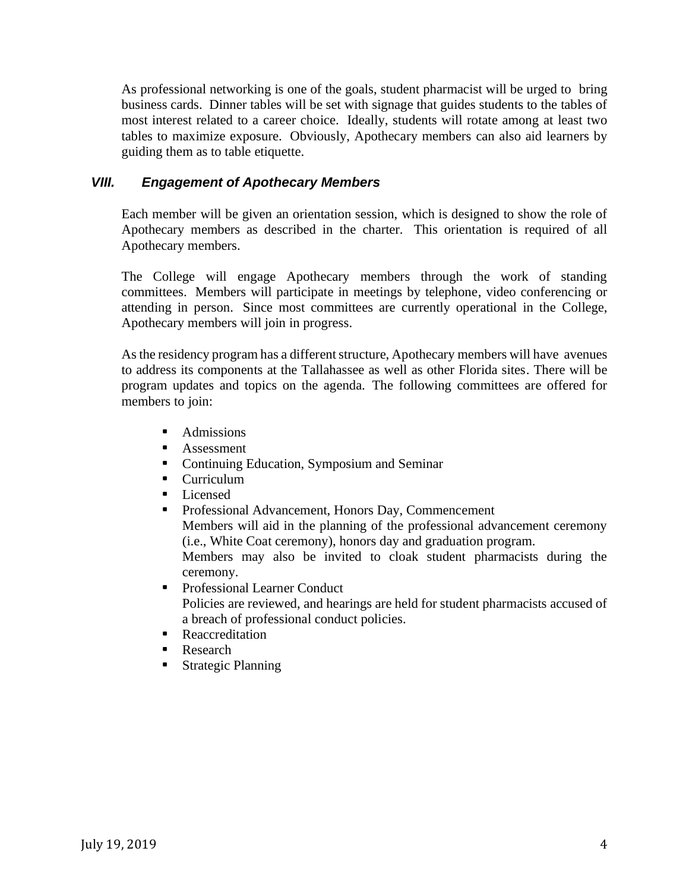As professional networking is one of the goals, student pharmacist will be urged to bring business cards. Dinner tables will be set with signage that guides students to the tables of most interest related to a career choice. Ideally, students will rotate among at least two tables to maximize exposure. Obviously, Apothecary members can also aid learners by guiding them as to table etiquette.

## *VIII. Engagement of Apothecary Members*

Each member will be given an orientation session, which is designed to show the role of Apothecary members as described in the charter. This orientation is required of all Apothecary members.

The College will engage Apothecary members through the work of standing committees. Members will participate in meetings by telephone, video conferencing or attending in person. Since most committees are currently operational in the College, Apothecary members will join in progress.

As the residency program has a different structure, Apothecary members will have avenues to address its components at the Tallahassee as well as other Florida sites. There will be program updates and topics on the agenda. The following committees are offered for members to join:

- Admissions
- Assessment
- Continuing Education, Symposium and Seminar
- Curriculum
- Licensed
- Professional Advancement, Honors Day, Commencement
  Members will aid in the planning of the professional advancement ceremony (i.e., White Coat ceremony), honors day and graduation program.
  Members may also be invited to cloak student pharmacists during the ceremony.
- Professional Learner Conduct
  Policies are reviewed, and hearings are held for student pharmacists accused of a breach of professional conduct policies.
- Reaccreditation
- Research
- Strategic Planning

July 19, 2019